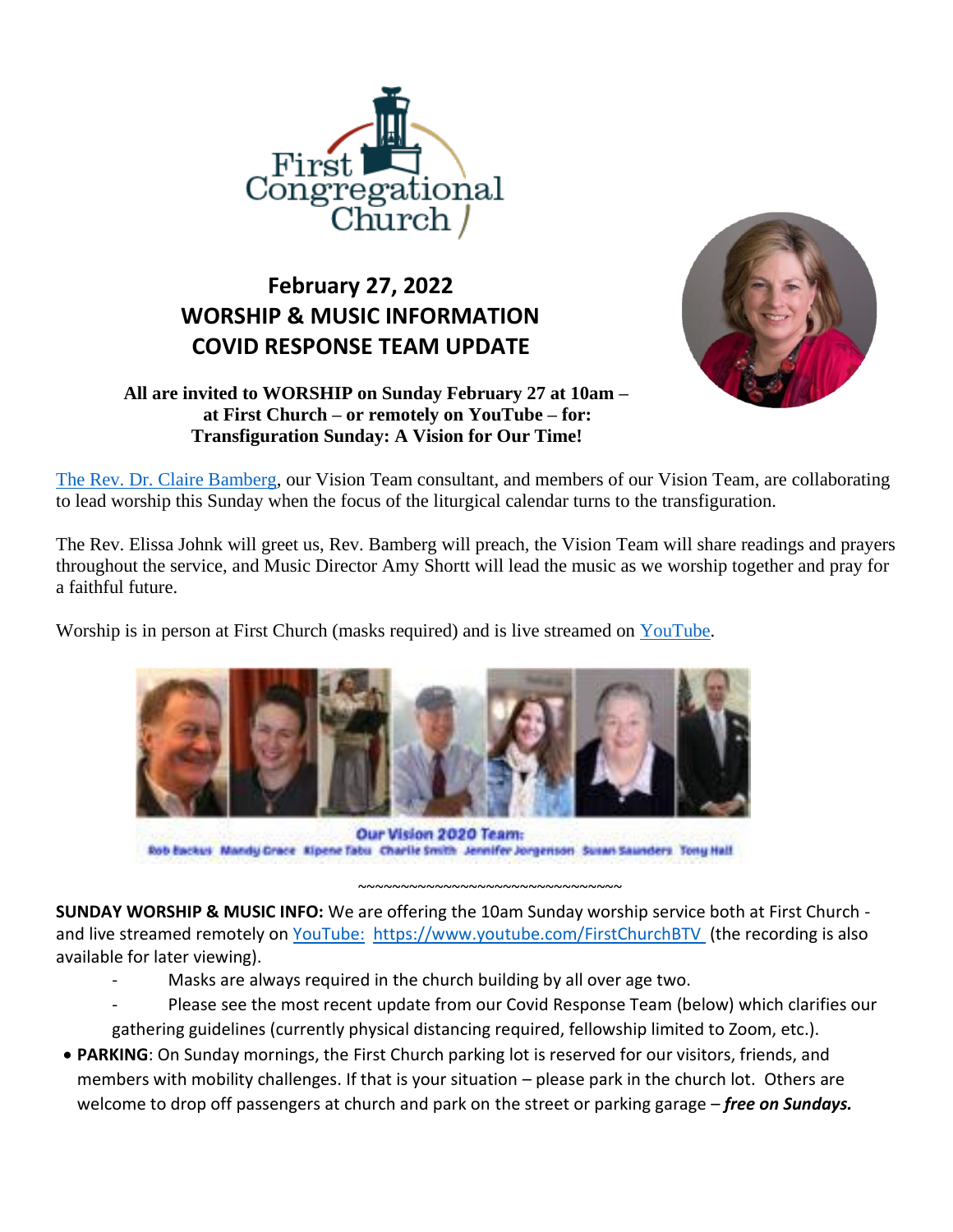First Congregational Church

# February 27, 2022
# WORSHIP & MUSIC INFORMATION
# COVID RESPONSE TEAM UPDATE

**All are invited to WORSHIP on Sunday February 27 at 10am – at First Church – or remotely on YouTube – for: Transfiguration Sunday: A Vision for Our Time!**

The Rev. Dr. Claire Bamberg, our Vision Team consultant, and members of our Vision Team, are collaborating to lead worship this Sunday when the focus of the liturgical calendar turns to the transfiguration.

The Rev. Elissa Johnk will greet us, Rev. Bamberg will preach, the Vision Team will share readings and prayers throughout the service, and Music Director Amy Shortt will lead the music as we worship together and pray for a faithful future.

Worship is in person at First Church (masks required) and is live streamed on YouTube.

Our Vision 2020 Team:
Rob Backus Mandy Grace Kipene Tabu Charlie Smith Jennifer Jorgenson Susan Saunders Tony Hall

~~~~~~~~~~~~~~~~~~~~~~~~~~~~~~~~~

**SUNDAY WORSHIP & MUSIC INFO:** We are offering the 10am Sunday worship service both at First Church - and live streamed remotely on YouTube: https://www.youtube.com/FirstChurchBTV (the recording is also available for later viewing).

- Masks are always required in the church building by all over age two.
- Please see the most recent update from our Covid Response Team (below) which clarifies our gathering guidelines (currently physical distancing required, fellowship limited to Zoom, etc.).

- **PARKING**: On Sunday mornings, the First Church parking lot is reserved for our visitors, friends, and members with mobility challenges. If that is your situation – please park in the church lot. Others are welcome to drop off passengers at church and park on the street or parking garage – ***free on Sundays.***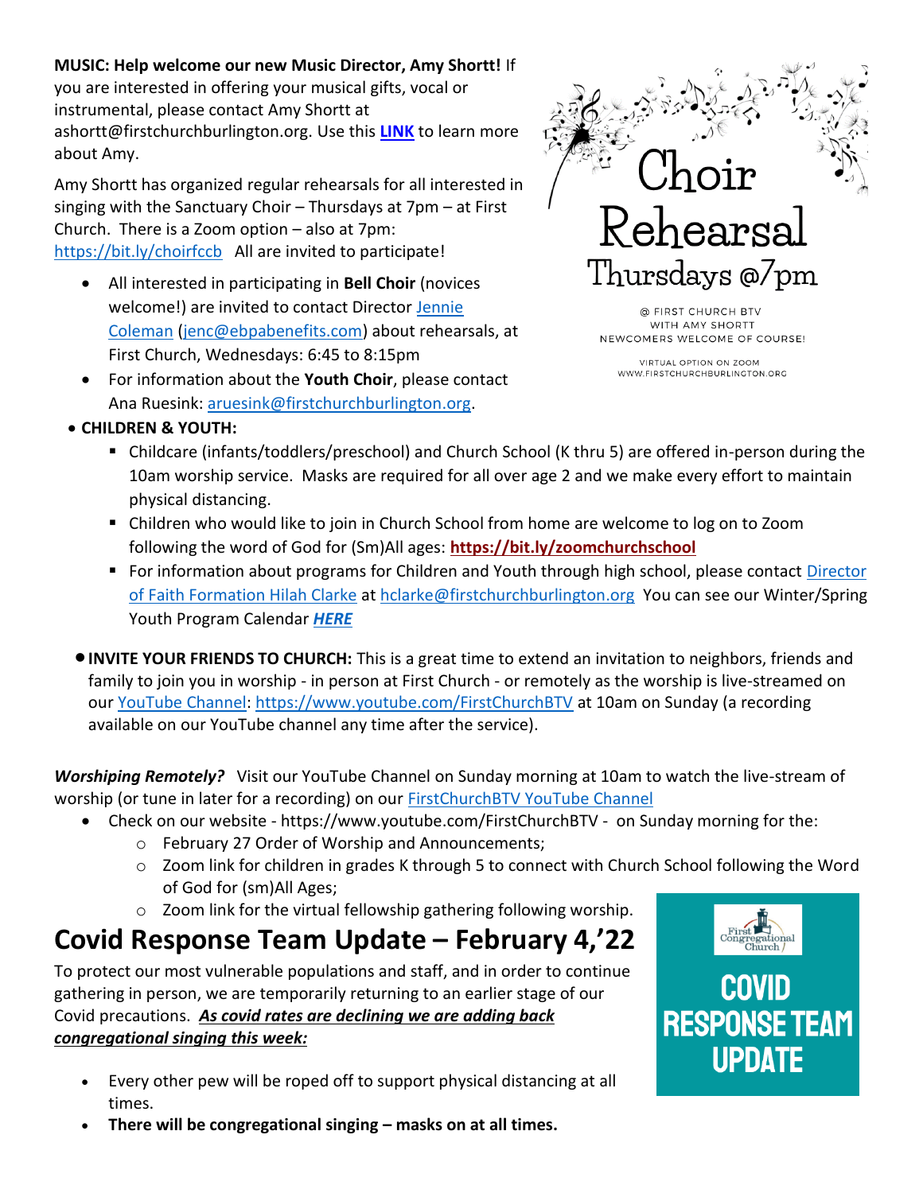**MUSIC: Help welcome our new Music Director, Amy Shortt!** If you are interested in offering your musical gifts, vocal or instrumental, please contact Amy Shortt at ashortt@firstchurchburlington.org. Use this **LINK** to learn more about Amy.

Amy Shortt has organized regular rehearsals for all interested in singing with the Sanctuary Choir – Thursdays at 7pm – at First Church. There is a Zoom option – also at 7pm: https://bit.ly/choirfccb All are invited to participate!

- All interested in participating in **Bell Choir** (novices welcome!) are invited to contact Director Jennie Coleman (jenc@ebpabenefits.com) about rehearsals, at First Church, Wednesdays: 6:45 to 8:15pm
- For information about the **Youth Choir**, please contact Ana Ruesink: aruesink@firstchurchburlington.org.

Choir Rehearsal
Thursdays @7pm

@ FIRST CHURCH BTV
WITH AMY SHORTT
NEWCOMERS WELCOME OF COURSE!

VIRTUAL OPTION ON ZOOM
WWW.FIRSTCHURCHBURLINGTON.ORG

- **CHILDREN & YOUTH:**
  - Childcare (infants/toddlers/preschool) and Church School (K thru 5) are offered in-person during the 10am worship service. Masks are required for all over age 2 and we make every effort to maintain physical distancing.
  - Children who would like to join in Church School from home are welcome to log on to Zoom following the word of God for (Sm)All ages: **https://bit.ly/zoomchurchschool**
  - For information about programs for Children and Youth through high school, please contact Director of Faith Formation Hilah Clarke at hclarke@firstchurchburlington.org You can see our Winter/Spring Youth Program Calendar ***HERE***

- **INVITE YOUR FRIENDS TO CHURCH:** This is a great time to extend an invitation to neighbors, friends and family to join you in worship - in person at First Church - or remotely as the worship is live-streamed on our YouTube Channel: https://www.youtube.com/FirstChurchBTV at 10am on Sunday (a recording available on our YouTube channel any time after the service).

***Worshiping Remotely?*** Visit our YouTube Channel on Sunday morning at 10am to watch the live-stream of worship (or tune in later for a recording) on our FirstChurchBTV YouTube Channel

- Check on our website - https://www.youtube.com/FirstChurchBTV - on Sunday morning for the:
  - February 27 Order of Worship and Announcements;
  - Zoom link for children in grades K through 5 to connect with Church School following the Word of God for (sm)All Ages;
  - Zoom link for the virtual fellowship gathering following worship.

# Covid Response Team Update – February 4,'22

First Congregational Church

COVID RESPONSE TEAM UPDATE

To protect our most vulnerable populations and staff, and in order to continue gathering in person, we are temporarily returning to an earlier stage of our Covid precautions. ***<u>As covid rates are declining we are adding back congregational singing this week:</u>***

- Every other pew will be roped off to support physical distancing at all times.
- **There will be congregational singing – masks on at all times.**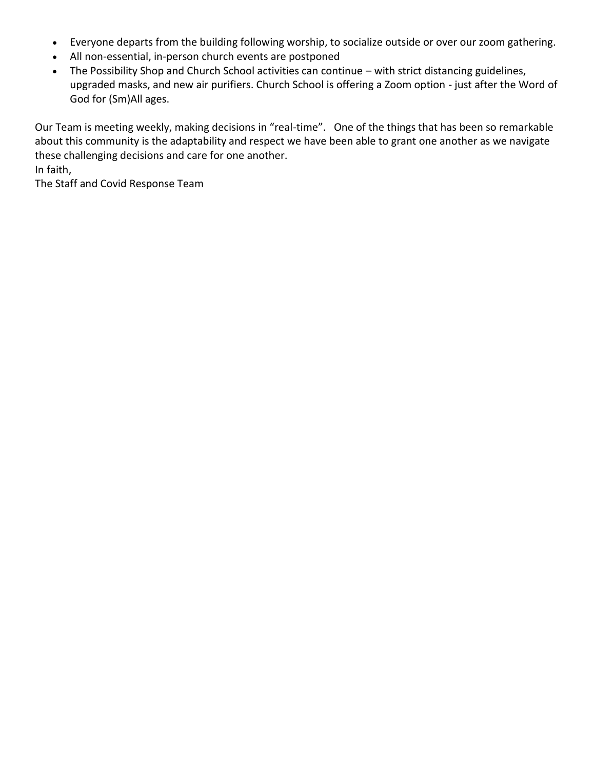- Everyone departs from the building following worship, to socialize outside or over our zoom gathering.
- All non-essential, in-person church events are postponed
- The Possibility Shop and Church School activities can continue – with strict distancing guidelines, upgraded masks, and new air purifiers. Church School is offering a Zoom option - just after the Word of God for (Sm)All ages.

Our Team is meeting weekly, making decisions in "real-time". One of the things that has been so remarkable about this community is the adaptability and respect we have been able to grant one another as we navigate these challenging decisions and care for one another.

In faith,

The Staff and Covid Response Team